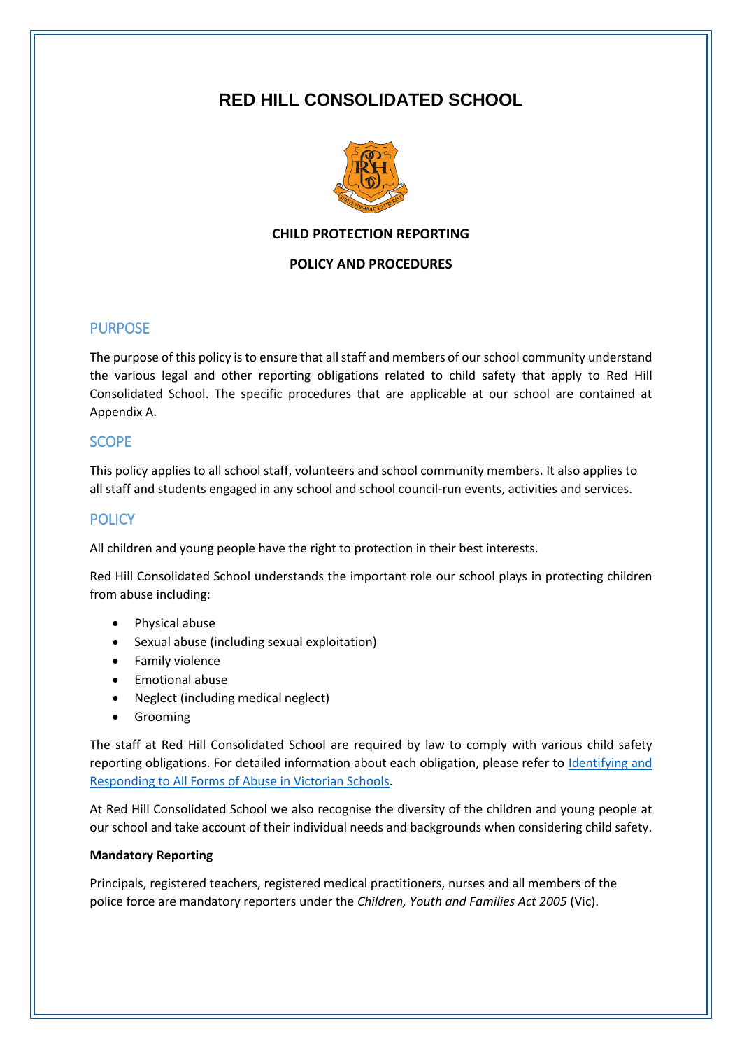# RED HILL CONSOLIDATED SCHOOL

**CHILD PROTECTION REPORTING**

**POLICY AND PROCEDURES**

## PURPOSE

The purpose of this policy is to ensure that all staff and members of our school community understand the various legal and other reporting obligations related to child safety that apply to Red Hill Consolidated School. The specific procedures that are applicable at our school are contained at Appendix A.

## SCOPE

This policy applies to all school staff, volunteers and school community members. It also applies to all staff and students engaged in any school and school council-run events, activities and services.

## POLICY

All children and young people have the right to protection in their best interests.

Red Hill Consolidated School understands the important role our school plays in protecting children from abuse including:

- Physical abuse
- Sexual abuse (including sexual exploitation)
- Family violence
- Emotional abuse
- Neglect (including medical neglect)
- Grooming

The staff at Red Hill Consolidated School are required by law to comply with various child safety reporting obligations. For detailed information about each obligation, please refer to Identifying and Responding to All Forms of Abuse in Victorian Schools.

At Red Hill Consolidated School we also recognise the diversity of the children and young people at our school and take account of their individual needs and backgrounds when considering child safety.

**Mandatory Reporting**

Principals, registered teachers, registered medical practitioners, nurses and all members of the police force are mandatory reporters under the *Children, Youth and Families Act 2005* (Vic).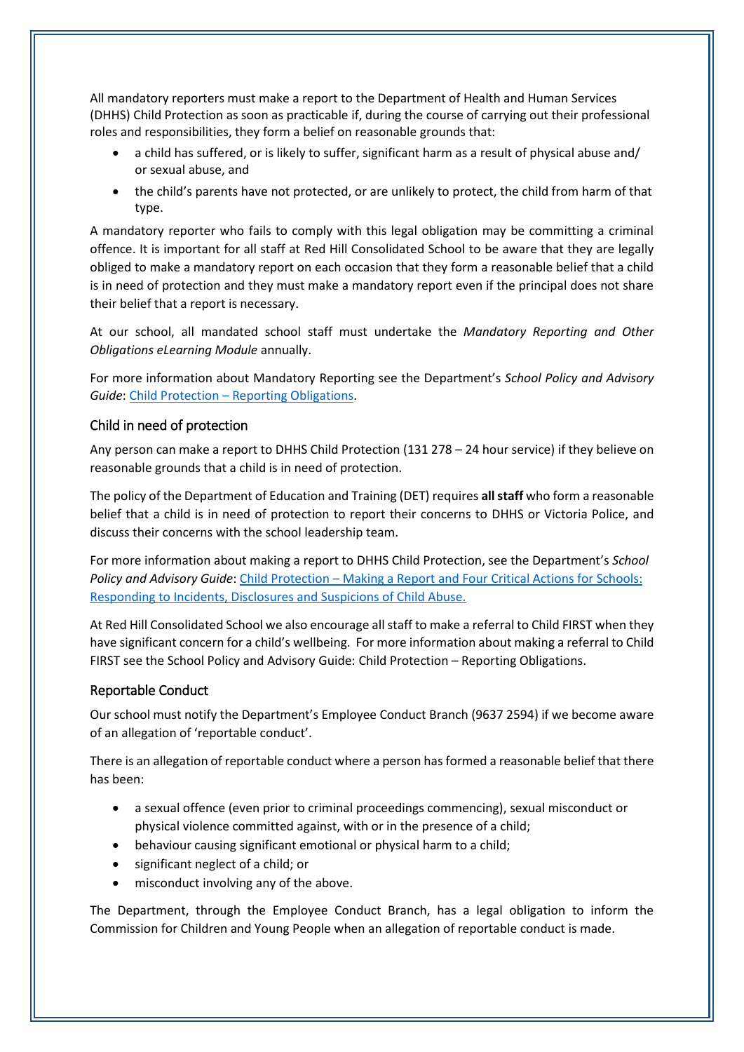All mandatory reporters must make a report to the Department of Health and Human Services (DHHS) Child Protection as soon as practicable if, during the course of carrying out their professional roles and responsibilities, they form a belief on reasonable grounds that:

- a child has suffered, or is likely to suffer, significant harm as a result of physical abuse and/ or sexual abuse, and
- the child's parents have not protected, or are unlikely to protect, the child from harm of that type.

A mandatory reporter who fails to comply with this legal obligation may be committing a criminal offence. It is important for all staff at Red Hill Consolidated School to be aware that they are legally obliged to make a mandatory report on each occasion that they form a reasonable belief that a child is in need of protection and they must make a mandatory report even if the principal does not share their belief that a report is necessary.

At our school, all mandated school staff must undertake the *Mandatory Reporting and Other Obligations eLearning Module* annually.

For more information about Mandatory Reporting see the Department's *School Policy and Advisory Guide*: Child Protection – Reporting Obligations.

### Child in need of protection

Any person can make a report to DHHS Child Protection (131 278 – 24 hour service) if they believe on reasonable grounds that a child is in need of protection.

The policy of the Department of Education and Training (DET) requires **all staff** who form a reasonable belief that a child is in need of protection to report their concerns to DHHS or Victoria Police, and discuss their concerns with the school leadership team.

For more information about making a report to DHHS Child Protection, see the Department's *School Policy and Advisory Guide*: Child Protection – Making a Report and Four Critical Actions for Schools: Responding to Incidents, Disclosures and Suspicions of Child Abuse.

At Red Hill Consolidated School we also encourage all staff to make a referral to Child FIRST when they have significant concern for a child's wellbeing. For more information about making a referral to Child FIRST see the School Policy and Advisory Guide: Child Protection – Reporting Obligations.

### Reportable Conduct

Our school must notify the Department's Employee Conduct Branch (9637 2594) if we become aware of an allegation of 'reportable conduct'.

There is an allegation of reportable conduct where a person has formed a reasonable belief that there has been:

- a sexual offence (even prior to criminal proceedings commencing), sexual misconduct or physical violence committed against, with or in the presence of a child;
- behaviour causing significant emotional or physical harm to a child;
- significant neglect of a child; or
- misconduct involving any of the above.

The Department, through the Employee Conduct Branch, has a legal obligation to inform the Commission for Children and Young People when an allegation of reportable conduct is made.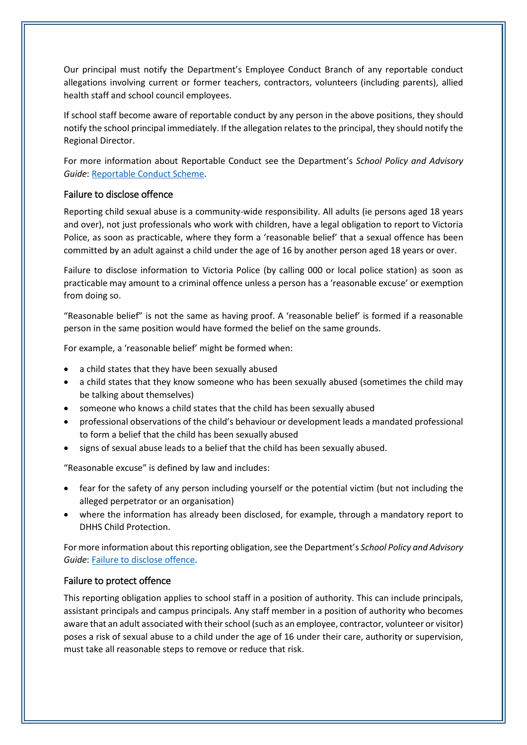Our principal must notify the Department's Employee Conduct Branch of any reportable conduct allegations involving current or former teachers, contractors, volunteers (including parents), allied health staff and school council employees.

If school staff become aware of reportable conduct by any person in the above positions, they should notify the school principal immediately. If the allegation relates to the principal, they should notify the Regional Director.

For more information about Reportable Conduct see the Department's *School Policy and Advisory Guide*: [Reportable Conduct Scheme](#).

### Failure to disclose offence

Reporting child sexual abuse is a community-wide responsibility. All adults (ie persons aged 18 years and over), not just professionals who work with children, have a legal obligation to report to Victoria Police, as soon as practicable, where they form a 'reasonable belief' that a sexual offence has been committed by an adult against a child under the age of 16 by another person aged 18 years or over.

Failure to disclose information to Victoria Police (by calling 000 or local police station) as soon as practicable may amount to a criminal offence unless a person has a 'reasonable excuse' or exemption from doing so.

"Reasonable belief" is not the same as having proof. A 'reasonable belief' is formed if a reasonable person in the same position would have formed the belief on the same grounds.

For example, a 'reasonable belief' might be formed when:

- a child states that they have been sexually abused
- a child states that they know someone who has been sexually abused (sometimes the child may be talking about themselves)
- someone who knows a child states that the child has been sexually abused
- professional observations of the child's behaviour or development leads a mandated professional to form a belief that the child has been sexually abused
- signs of sexual abuse leads to a belief that the child has been sexually abused.

"Reasonable excuse" is defined by law and includes:

- fear for the safety of any person including yourself or the potential victim (but not including the alleged perpetrator or an organisation)
- where the information has already been disclosed, for example, through a mandatory report to DHHS Child Protection.

For more information about this reporting obligation, see the Department's *School Policy and Advisory Guide*: [Failure to disclose offence](#).

### Failure to protect offence

This reporting obligation applies to school staff in a position of authority. This can include principals, assistant principals and campus principals. Any staff member in a position of authority who becomes aware that an adult associated with their school (such as an employee, contractor, volunteer or visitor) poses a risk of sexual abuse to a child under the age of 16 under their care, authority or supervision, must take all reasonable steps to remove or reduce that risk.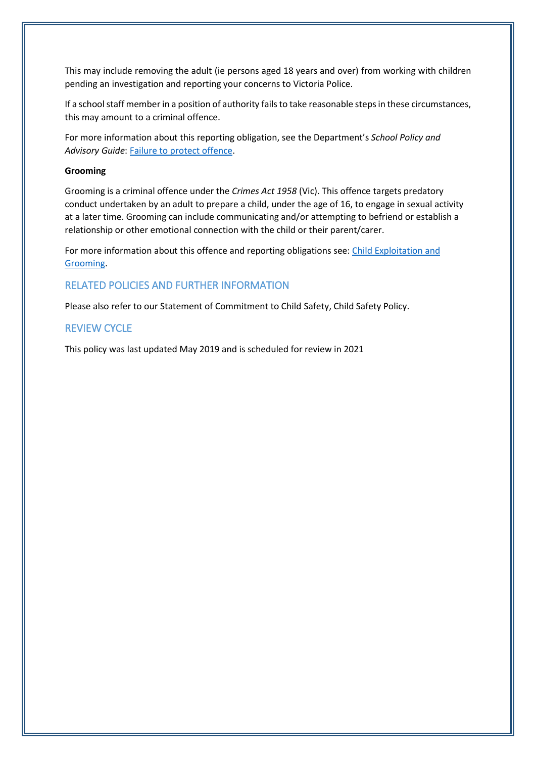This may include removing the adult (ie persons aged 18 years and over) from working with children pending an investigation and reporting your concerns to Victoria Police.

If a school staff member in a position of authority fails to take reasonable steps in these circumstances, this may amount to a criminal offence.

For more information about this reporting obligation, see the Department's *School Policy and Advisory Guide*: [Failure to protect offence]().

**Grooming**

Grooming is a criminal offence under the *Crimes Act 1958* (Vic). This offence targets predatory conduct undertaken by an adult to prepare a child, under the age of 16, to engage in sexual activity at a later time. Grooming can include communicating and/or attempting to befriend or establish a relationship or other emotional connection with the child or their parent/carer.

For more information about this offence and reporting obligations see: [Child Exploitation and Grooming]().

## RELATED POLICIES AND FURTHER INFORMATION

Please also refer to our Statement of Commitment to Child Safety, Child Safety Policy.

## REVIEW CYCLE

This policy was last updated May 2019 and is scheduled for review in 2021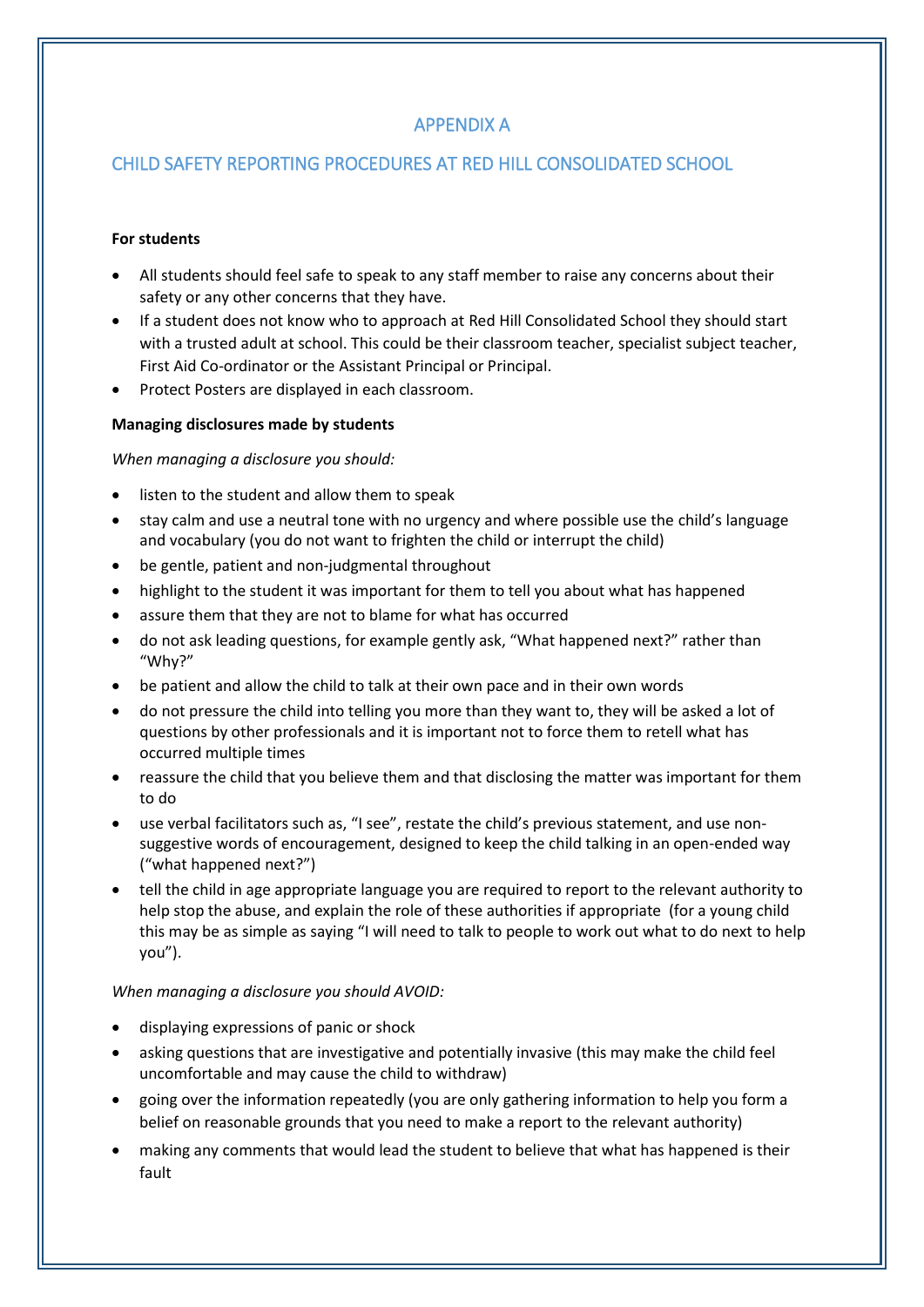## APPENDIX A

## CHILD SAFETY REPORTING PROCEDURES AT RED HILL CONSOLIDATED SCHOOL

**For students**

- All students should feel safe to speak to any staff member to raise any concerns about their safety or any other concerns that they have.
- If a student does not know who to approach at Red Hill Consolidated School they should start with a trusted adult at school. This could be their classroom teacher, specialist subject teacher, First Aid Co-ordinator or the Assistant Principal or Principal.
- Protect Posters are displayed in each classroom.

**Managing disclosures made by students**

*When managing a disclosure you should:*

- listen to the student and allow them to speak
- stay calm and use a neutral tone with no urgency and where possible use the child's language and vocabulary (you do not want to frighten the child or interrupt the child)
- be gentle, patient and non-judgmental throughout
- highlight to the student it was important for them to tell you about what has happened
- assure them that they are not to blame for what has occurred
- do not ask leading questions, for example gently ask, "What happened next?" rather than "Why?"
- be patient and allow the child to talk at their own pace and in their own words
- do not pressure the child into telling you more than they want to, they will be asked a lot of questions by other professionals and it is important not to force them to retell what has occurred multiple times
- reassure the child that you believe them and that disclosing the matter was important for them to do
- use verbal facilitators such as, "I see", restate the child's previous statement, and use non-suggestive words of encouragement, designed to keep the child talking in an open-ended way ("what happened next?")
- tell the child in age appropriate language you are required to report to the relevant authority to help stop the abuse, and explain the role of these authorities if appropriate (for a young child this may be as simple as saying "I will need to talk to people to work out what to do next to help you").

*When managing a disclosure you should AVOID:*

- displaying expressions of panic or shock
- asking questions that are investigative and potentially invasive (this may make the child feel uncomfortable and may cause the child to withdraw)
- going over the information repeatedly (you are only gathering information to help you form a belief on reasonable grounds that you need to make a report to the relevant authority)
- making any comments that would lead the student to believe that what has happened is their fault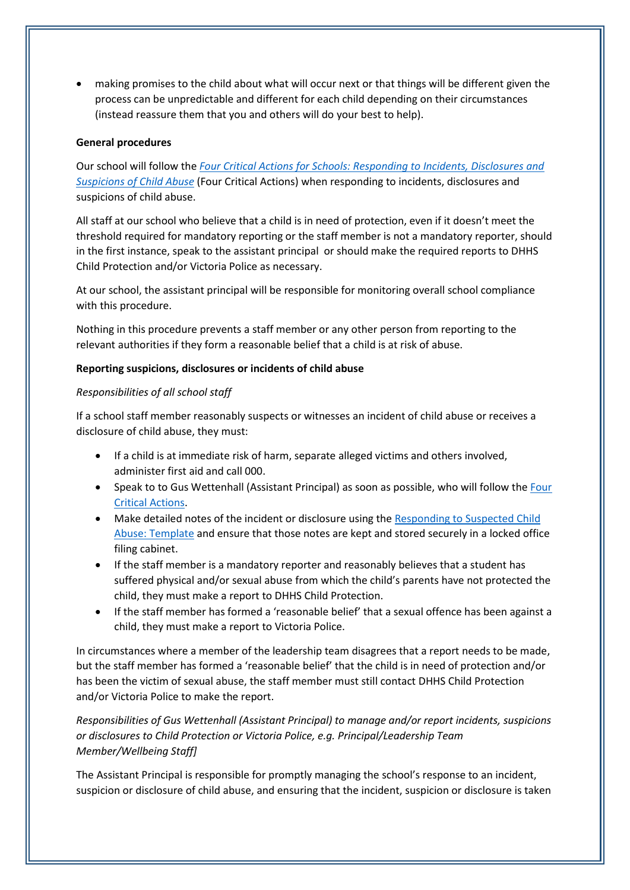- making promises to the child about what will occur next or that things will be different given the process can be unpredictable and different for each child depending on their circumstances (instead reassure them that you and others will do your best to help).

**General procedures**

Our school will follow the *Four Critical Actions for Schools: Responding to Incidents, Disclosures and Suspicions of Child Abuse* (Four Critical Actions) when responding to incidents, disclosures and suspicions of child abuse.

All staff at our school who believe that a child is in need of protection, even if it doesn't meet the threshold required for mandatory reporting or the staff member is not a mandatory reporter, should in the first instance, speak to the assistant principal or should make the required reports to DHHS Child Protection and/or Victoria Police as necessary.

At our school, the assistant principal will be responsible for monitoring overall school compliance with this procedure.

Nothing in this procedure prevents a staff member or any other person from reporting to the relevant authorities if they form a reasonable belief that a child is at risk of abuse.

**Reporting suspicions, disclosures or incidents of child abuse**

*Responsibilities of all school staff*

If a school staff member reasonably suspects or witnesses an incident of child abuse or receives a disclosure of child abuse, they must:

- If a child is at immediate risk of harm, separate alleged victims and others involved, administer first aid and call 000.
- Speak to to Gus Wettenhall (Assistant Principal) as soon as possible, who will follow the Four Critical Actions.
- Make detailed notes of the incident or disclosure using the Responding to Suspected Child Abuse: Template and ensure that those notes are kept and stored securely in a locked office filing cabinet.
- If the staff member is a mandatory reporter and reasonably believes that a student has suffered physical and/or sexual abuse from which the child's parents have not protected the child, they must make a report to DHHS Child Protection.
- If the staff member has formed a 'reasonable belief' that a sexual offence has been against a child, they must make a report to Victoria Police.

In circumstances where a member of the leadership team disagrees that a report needs to be made, but the staff member has formed a 'reasonable belief' that the child is in need of protection and/or has been the victim of sexual abuse, the staff member must still contact DHHS Child Protection and/or Victoria Police to make the report.

*Responsibilities of Gus Wettenhall (Assistant Principal) to manage and/or report incidents, suspicions or disclosures to Child Protection or Victoria Police, e.g. Principal/Leadership Team Member/Wellbeing Staff]*

The Assistant Principal is responsible for promptly managing the school's response to an incident, suspicion or disclosure of child abuse, and ensuring that the incident, suspicion or disclosure is taken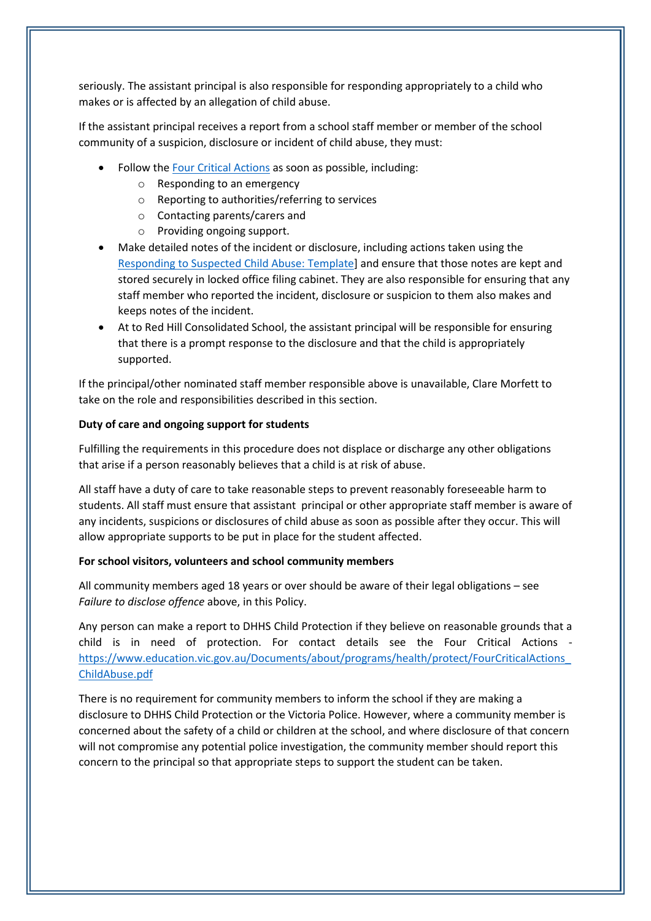seriously. The assistant principal is also responsible for responding appropriately to a child who makes or is affected by an allegation of child abuse.

If the assistant principal receives a report from a school staff member or member of the school community of a suspicion, disclosure or incident of child abuse, they must:

- Follow the [Four Critical Actions](https://www.education.vic.gov.au/Documents/about/programs/health/protect/FourCriticalActions_ChildAbuse.pdf) as soon as possible, including:
  - Responding to an emergency
  - Reporting to authorities/referring to services
  - Contacting parents/carers and
  - Providing ongoing support.
- Make detailed notes of the incident or disclosure, including actions taken using the Responding to Suspected Child Abuse: Template] and ensure that those notes are kept and stored securely in locked office filing cabinet. They are also responsible for ensuring that any staff member who reported the incident, disclosure or suspicion to them also makes and keeps notes of the incident.
- At to Red Hill Consolidated School, the assistant principal will be responsible for ensuring that there is a prompt response to the disclosure and that the child is appropriately supported.

If the principal/other nominated staff member responsible above is unavailable, Clare Morfett to take on the role and responsibilities described in this section.

**Duty of care and ongoing support for students**

Fulfilling the requirements in this procedure does not displace or discharge any other obligations that arise if a person reasonably believes that a child is at risk of abuse.

All staff have a duty of care to take reasonable steps to prevent reasonably foreseeable harm to students. All staff must ensure that assistant principal or other appropriate staff member is aware of any incidents, suspicions or disclosures of child abuse as soon as possible after they occur. This will allow appropriate supports to be put in place for the student affected.

**For school visitors, volunteers and school community members**

All community members aged 18 years or over should be aware of their legal obligations – see *Failure to disclose offence* above, in this Policy.

Any person can make a report to DHHS Child Protection if they believe on reasonable grounds that a child is in need of protection. For contact details see the Four Critical Actions - https://www.education.vic.gov.au/Documents/about/programs/health/protect/FourCriticalActions_ChildAbuse.pdf

There is no requirement for community members to inform the school if they are making a disclosure to DHHS Child Protection or the Victoria Police. However, where a community member is concerned about the safety of a child or children at the school, and where disclosure of that concern will not compromise any potential police investigation, the community member should report this concern to the principal so that appropriate steps to support the student can be taken.